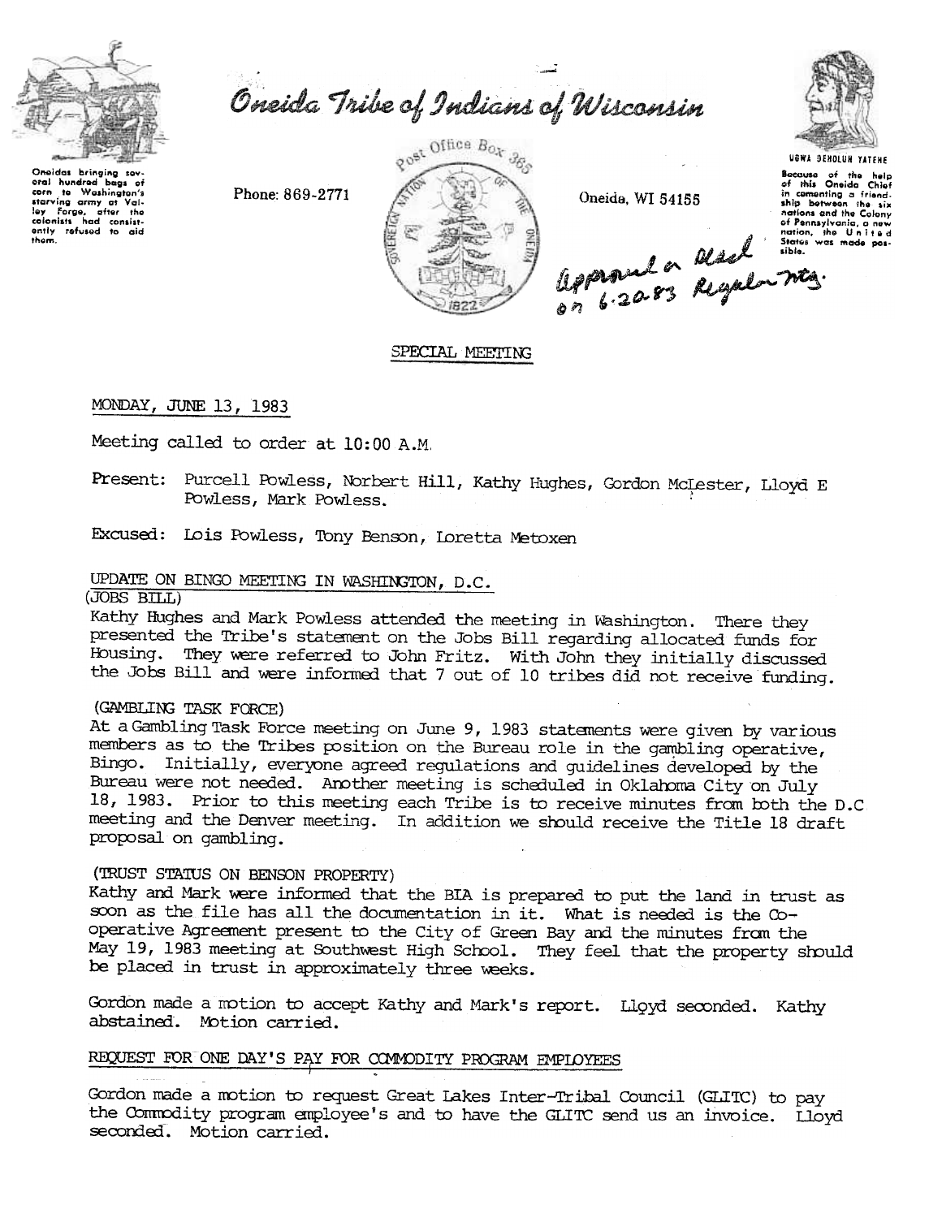Oneidas bringing several hundred bags of corn to Washington's starving army at Valley Forge, after the colonists had consistently refused to aid them.

# Oneida Tribe of Indians of Wisconsin

Phone: 869-2771

Post Office Box 365

Oneida, WI 54155

UGWA DEHOLUN YATEHE

Because of the help of this Oneida Chief in cementing a friendship between the six nations and the Colony of Pennsylvania, a new nation, the United States was made possible.

*Approved as read on 6-20-83 Regular mtg.*

## SPECIAL MEETING

MONDAY, JUNE 13, 1983

Meeting called to order at 10:00 A.M.

Present: Purcell Powless, Norbert Hill, Kathy Hughes, Gordon McLester, Lloyd E Powless, Mark Powless.

Excused: Lois Powless, Tony Benson, Loretta Metoxen

### UPDATE ON BINGO MEETING IN WASHINGTON, D.C.

(JOBS BILL)

Kathy Hughes and Mark Powless attended the meeting in Washington. There they presented the Tribe's statement on the Jobs Bill regarding allocated funds for Housing. They were referred to John Fritz. With John they initially discussed the Jobs Bill and were informed that 7 out of 10 tribes did not receive funding.

(GAMBLING TASK FORCE)

At a Gambling Task Force meeting on June 9, 1983 statements were given by various members as to the Tribes position on the Bureau role in the gambling operative, Bingo. Initially, everyone agreed regulations and guidelines developed by the Bureau were not needed. Another meeting is scheduled in Oklahoma City on July 18, 1983. Prior to this meeting each Tribe is to receive minutes from both the D.C meeting and the Denver meeting. In addition we should receive the Title 18 draft proposal on gambling.

(TRUST STATUS ON BENSON PROPERTY)

Kathy and Mark were informed that the BIA is prepared to put the land in trust as soon as the file has all the documentation in it. What is needed is the Co-operative Agreement present to the City of Green Bay and the minutes from the May 19, 1983 meeting at Southwest High School. They feel that the property should be placed in trust in approximately three weeks.

Gordon made a motion to accept Kathy and Mark's report. Lloyd seconded. Kathy abstained. Motion carried.

### REQUEST FOR ONE DAY'S PAY FOR COMMODITY PROGRAM EMPLOYEES

Gordon made a motion to request Great Lakes Inter-Tribal Council (GLITC) to pay the Commodity program employee's and to have the GLITC send us an invoice. Lloyd seconded. Motion carried.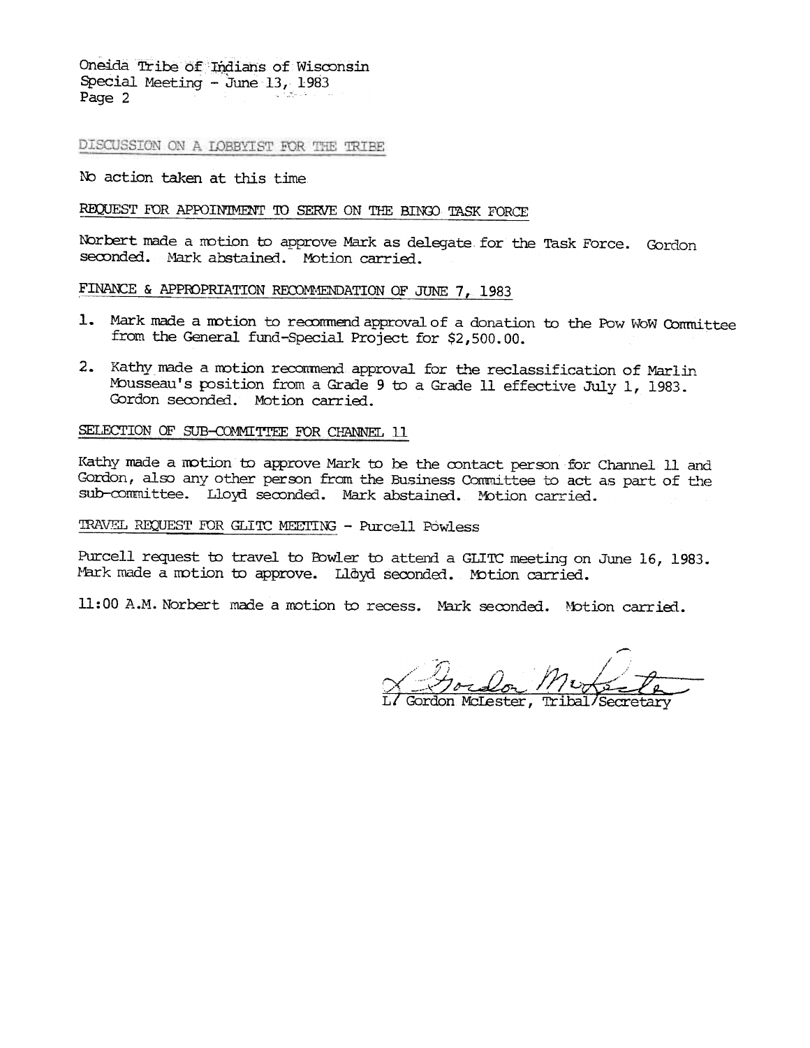Oneida Tribe of Indians of Wisconsin
Special Meeting - June 13, 1983
Page 2

DISCUSSION ON A LOBBYIST FOR THE TRIBE

No action taken at this time

REQUEST FOR APPOINTMENT TO SERVE ON THE BINGO TASK FORCE

Norbert made a motion to approve Mark as delegate for the Task Force. Gordon seconded. Mark abstained. Motion carried.

FINANCE & APPROPRIATION RECOMMENDATION OF JUNE 7, 1983

1. Mark made a motion to recommend approval of a donation to the Pow WoW Committee from the General fund-Special Project for $2,500.00.

2. Kathy made a motion recommend approval for the reclassification of Marlin Mousseau's position from a Grade 9 to a Grade 11 effective July 1, 1983. Gordon seconded. Motion carried.

SELECTION OF SUB-COMMITTEE FOR CHANNEL 11

Kathy made a motion to approve Mark to be the contact person for Channel 11 and Gordon, also any other person from the Business Committee to act as part of the sub-committee. Lloyd seconded. Mark abstained. Motion carried.

TRAVEL REQUEST FOR GLITC MEETING - Purcell Powless

Purcell request to travel to Bowler to attend a GLITC meeting on June 16, 1983. Mark made a motion to approve. Lloyd seconded. Motion carried.

11:00 A.M. Norbert made a motion to recess. Mark seconded. Motion carried.

L. Gordon McLester, Tribal Secretary